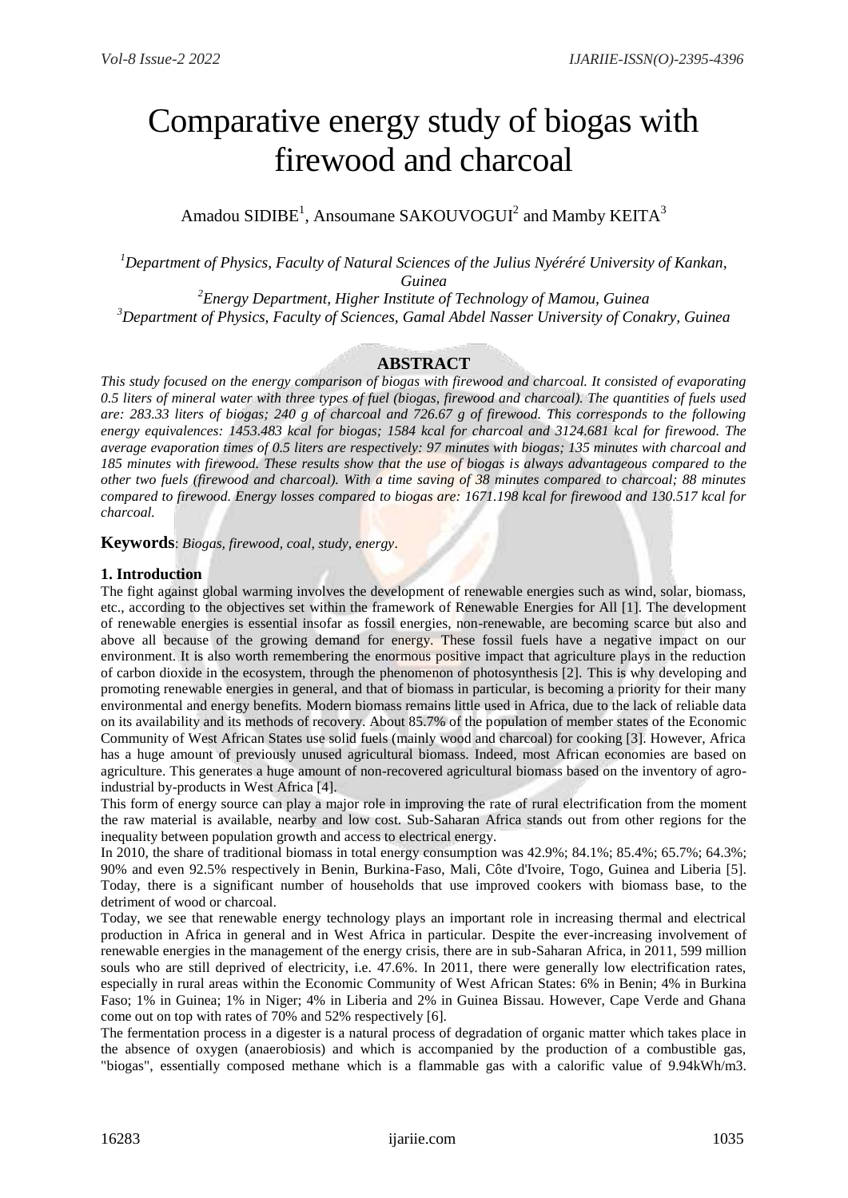# Comparative energy study of biogas with firewood and charcoal

Amadou SIDIBE[1], Ansoumane SAKOUVOGUI[2] and Mamby KEITA[3]

[1]*Department of Physics, Faculty of Natural Sciences of the Julius Nyéréré University of Kankan, Guinea*

[2]*Energy Department, Higher Institute of Technology of Mamou, Guinea*

[3]*Department of Physics, Faculty of Sciences, Gamal Abdel Nasser University of Conakry, Guinea*

## ABSTRACT

*This study focused on the energy comparison of biogas with firewood and charcoal. It consisted of evaporating 0.5 liters of mineral water with three types of fuel (biogas, firewood and charcoal). The quantities of fuels used are: 283.33 liters of biogas; 240 g of charcoal and 726.67 g of firewood. This corresponds to the following energy equivalences: 1453.483 kcal for biogas; 1584 kcal for charcoal and 3124.681 kcal for firewood. The average evaporation times of 0.5 liters are respectively: 97 minutes with biogas; 135 minutes with charcoal and 185 minutes with firewood. These results show that the use of biogas is always advantageous compared to the other two fuels (firewood and charcoal). With a time saving of 38 minutes compared to charcoal; 88 minutes compared to firewood. Energy losses compared to biogas are: 1671.198 kcal for firewood and 130.517 kcal for charcoal.*

**Keywords**: *Biogas, firewood, coal, study, energy*.

### 1. Introduction

The fight against global warming involves the development of renewable energies such as wind, solar, biomass, etc., according to the objectives set within the framework of Renewable Energies for All [1]. The development of renewable energies is essential insofar as fossil energies, non-renewable, are becoming scarce but also and above all because of the growing demand for energy. These fossil fuels have a negative impact on our environment. It is also worth remembering the enormous positive impact that agriculture plays in the reduction of carbon dioxide in the ecosystem, through the phenomenon of photosynthesis [2]. This is why developing and promoting renewable energies in general, and that of biomass in particular, is becoming a priority for their many environmental and energy benefits. Modern biomass remains little used in Africa, due to the lack of reliable data on its availability and its methods of recovery. About 85.7% of the population of member states of the Economic Community of West African States use solid fuels (mainly wood and charcoal) for cooking [3]. However, Africa has a huge amount of previously unused agricultural biomass. Indeed, most African economies are based on agriculture. This generates a huge amount of non-recovered agricultural biomass based on the inventory of agro-industrial by-products in West Africa [4].

This form of energy source can play a major role in improving the rate of rural electrification from the moment the raw material is available, nearby and low cost. Sub-Saharan Africa stands out from other regions for the inequality between population growth and access to electrical energy.

In 2010, the share of traditional biomass in total energy consumption was 42.9%; 84.1%; 85.4%; 65.7%; 64.3%; 90% and even 92.5% respectively in Benin, Burkina-Faso, Mali, Côte d'Ivoire, Togo, Guinea and Liberia [5]. Today, there is a significant number of households that use improved cookers with biomass base, to the detriment of wood or charcoal.

Today, we see that renewable energy technology plays an important role in increasing thermal and electrical production in Africa in general and in West Africa in particular. Despite the ever-increasing involvement of renewable energies in the management of the energy crisis, there are in sub-Saharan Africa, in 2011, 599 million souls who are still deprived of electricity, i.e. 47.6%. In 2011, there were generally low electrification rates, especially in rural areas within the Economic Community of West African States: 6% in Benin; 4% in Burkina Faso; 1% in Guinea; 1% in Niger; 4% in Liberia and 2% in Guinea Bissau. However, Cape Verde and Ghana come out on top with rates of 70% and 52% respectively [6].

The fermentation process in a digester is a natural process of degradation of organic matter which takes place in the absence of oxygen (anaerobiosis) and which is accompanied by the production of a combustible gas, "biogas", essentially composed methane which is a flammable gas with a calorific value of 9.94kWh/m3.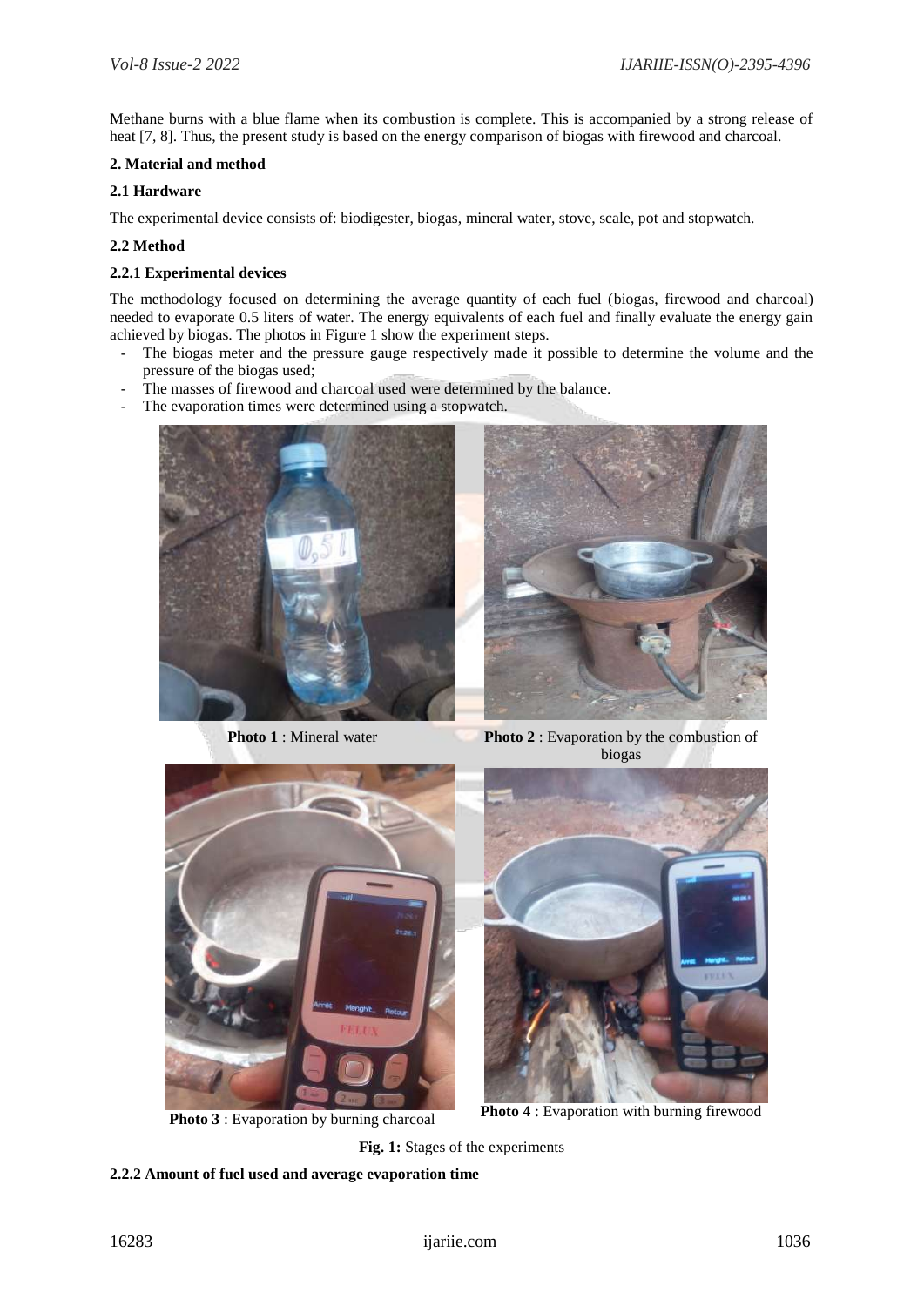Methane burns with a blue flame when its combustion is complete. This is accompanied by a strong release of heat [7, 8]. Thus, the present study is based on the energy comparison of biogas with firewood and charcoal.

## 2. Material and method

### 2.1 Hardware

The experimental device consists of: biodigester, biogas, mineral water, stove, scale, pot and stopwatch.

### 2.2 Method

#### 2.2.1 Experimental devices

The methodology focused on determining the average quantity of each fuel (biogas, firewood and charcoal) needed to evaporate 0.5 liters of water. The energy equivalents of each fuel and finally evaluate the energy gain achieved by biogas. The photos in Figure 1 show the experiment steps.

- The biogas meter and the pressure gauge respectively made it possible to determine the volume and the pressure of the biogas used;
- The masses of firewood and charcoal used were determined by the balance.
- The evaporation times were determined using a stopwatch.

**Photo 1** : Mineral water

**Photo 2** : Evaporation by the combustion of biogas

**Photo 3** : Evaporation by burning charcoal

**Photo 4** : Evaporation with burning firewood

**Fig. 1:** Stages of the experiments

#### 2.2.2 Amount of fuel used and average evaporation time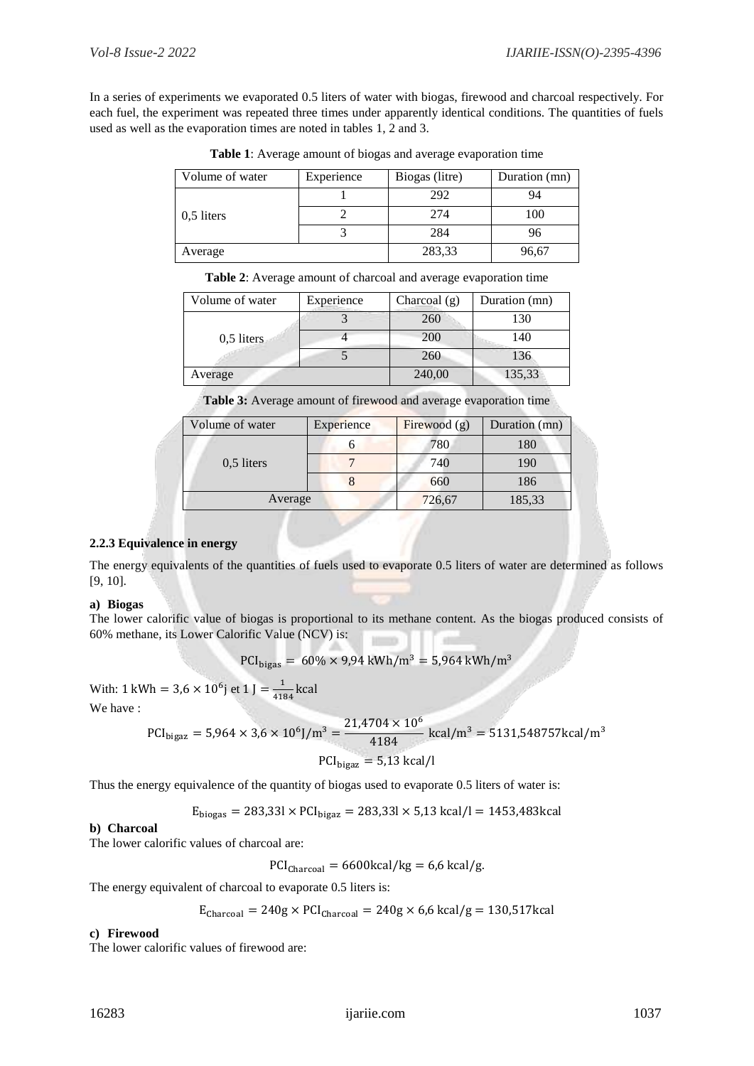In a series of experiments we evaporated 0.5 liters of water with biogas, firewood and charcoal respectively. For each fuel, the experiment was repeated three times under apparently identical conditions. The quantities of fuels used as well as the evaporation times are noted in tables 1, 2 and 3.

**Table 1**: Average amount of biogas and average evaporation time

| Volume of water | Experience | Biogas (litre) | Duration (mn) |
|---|---|---|---|
| 0,5 liters | 1 | 292 | 94 |
| | 2 | 274 | 100 |
| | 3 | 284 | 96 |
| Average | | 283,33 | 96,67 |

**Table 2**: Average amount of charcoal and average evaporation time

| Volume of water | Experience | Charcoal (g) | Duration (mn) |
|---|---|---|---|
| 0,5 liters | 3 | 260 | 130 |
| | 4 | 200 | 140 |
| | 5 | 260 | 136 |
| Average | | 240,00 | 135,33 |

**Table 3:** Average amount of firewood and average evaporation time

| Volume of water | Experience | Firewood (g) | Duration (mn) |
|---|---|---|---|
| 0,5 liters | 6 | 780 | 180 |
| | 7 | 740 | 190 |
| | 8 | 660 | 186 |
| Average | | 726,67 | 185,33 |

### 2.2.3 Equivalence in energy

The energy equivalents of the quantities of fuels used to evaporate 0.5 liters of water are determined as follows [9, 10].

**a) Biogas**

The lower calorific value of biogas is proportional to its methane content. As the biogas produced consists of 60% methane, its Lower Calorific Value (NCV) is:

$$\mathrm{PCI_{bigas}} = 60\% \times 9{,}94\ \mathrm{kWh/m^3} = 5{,}964\ \mathrm{kWh/m^3}$$

With: $1\ \mathrm{kWh} = 3{,}6 \times 10^6 \mathrm{j}$ et $1\ \mathrm{J} = \frac{1}{4184}\ \mathrm{kcal}$

We have :

$$\mathrm{PCI_{bigaz}} = 5{,}964 \times 3{,}6 \times 10^6 \mathrm{J/m^3} = \frac{21{,}4704 \times 10^6}{4184}\ \mathrm{kcal/m^3} = 5131{,}548757 \mathrm{kcal/m^3}$$

$$\mathrm{PCI_{bigaz}} = 5{,}13\ \mathrm{kcal/l}$$

Thus the energy equivalence of the quantity of biogas used to evaporate 0.5 liters of water is:

$$\mathrm{E_{biogas}} = 283{,}33\mathrm{l} \times \mathrm{PCI_{bigaz}} = 283{,}33\mathrm{l} \times 5{,}13\ \mathrm{kcal/l} = 1453{,}483\mathrm{kcal}$$

**b) Charcoal**

The lower calorific values of charcoal are:

$$\mathrm{PCI_{Charcoal}} = 6600\mathrm{kcal/kg} = 6{,}6\ \mathrm{kcal/g}.$$

The energy equivalent of charcoal to evaporate 0.5 liters is:

$$\mathrm{E_{Charcoal}} = 240\mathrm{g} \times \mathrm{PCI_{Charcoal}} = 240\mathrm{g} \times 6{,}6\ \mathrm{kcal/g} = 130{,}517\mathrm{kcal}$$

**c) Firewood**

The lower calorific values of firewood are: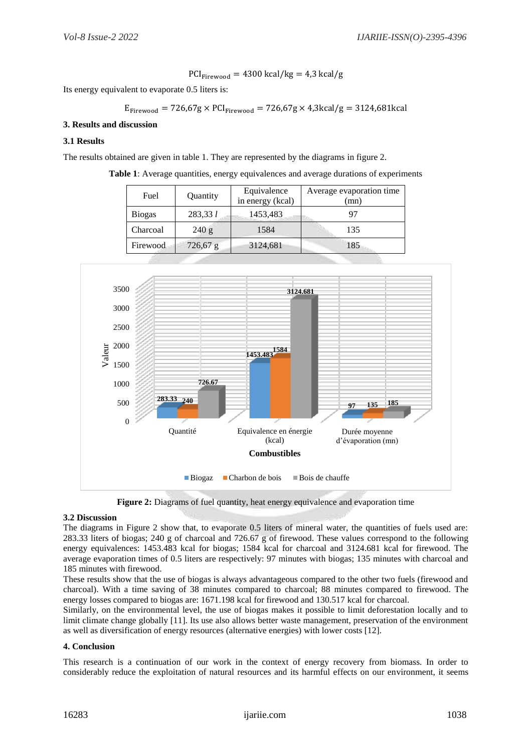$$\mathrm{PCI_{Firewood}} = 4300\ \mathrm{kcal/kg} = 4{,}3\ \mathrm{kcal/g}$$

Its energy equivalent to evaporate 0.5 liters is:

$$\mathrm{E_{Firewood}} = 726{,}67\mathrm{g} \times \mathrm{PCI_{Firewood}} = 726{,}67\mathrm{g} \times 4{,}3\mathrm{kcal/g} = 3124{,}681\mathrm{kcal}$$

**3. Results and discussion**

**3.1 Results**

The results obtained are given in table 1. They are represented by the diagrams in figure 2.

**Table 1**: Average quantities, energy equivalences and average durations of experiments

| Fuel | Quantity | Equivalence in energy (kcal) | Average evaporation time (mn) |
|---|---|---|---|
| Biogas | 283,33 *l* | 1453,483 | 97 |
| Charcoal | 240 g | 1584 | 135 |
| Firewood | 726,67 g | 3124,681 | 185 |

**Figure 2:** Diagrams of fuel quantity, heat energy equivalence and evaporation time

**3.2 Discussion**

The diagrams in Figure 2 show that, to evaporate 0.5 liters of mineral water, the quantities of fuels used are: 283.33 liters of biogas; 240 g of charcoal and 726.67 g of firewood. These values correspond to the following energy equivalences: 1453.483 kcal for biogas; 1584 kcal for charcoal and 3124.681 kcal for firewood. The average evaporation times of 0.5 liters are respectively: 97 minutes with biogas; 135 minutes with charcoal and 185 minutes with firewood.

These results show that the use of biogas is always advantageous compared to the other two fuels (firewood and charcoal). With a time saving of 38 minutes compared to charcoal; 88 minutes compared to firewood. The energy losses compared to biogas are: 1671.198 kcal for firewood and 130.517 kcal for charcoal.

Similarly, on the environmental level, the use of biogas makes it possible to limit deforestation locally and to limit climate change globally [11]. Its use also allows better waste management, preservation of the environment as well as diversification of energy resources (alternative energies) with lower costs [12].

**4. Conclusion**

This research is a continuation of our work in the context of energy recovery from biomass. In order to considerably reduce the exploitation of natural resources and its harmful effects on our environment, it seems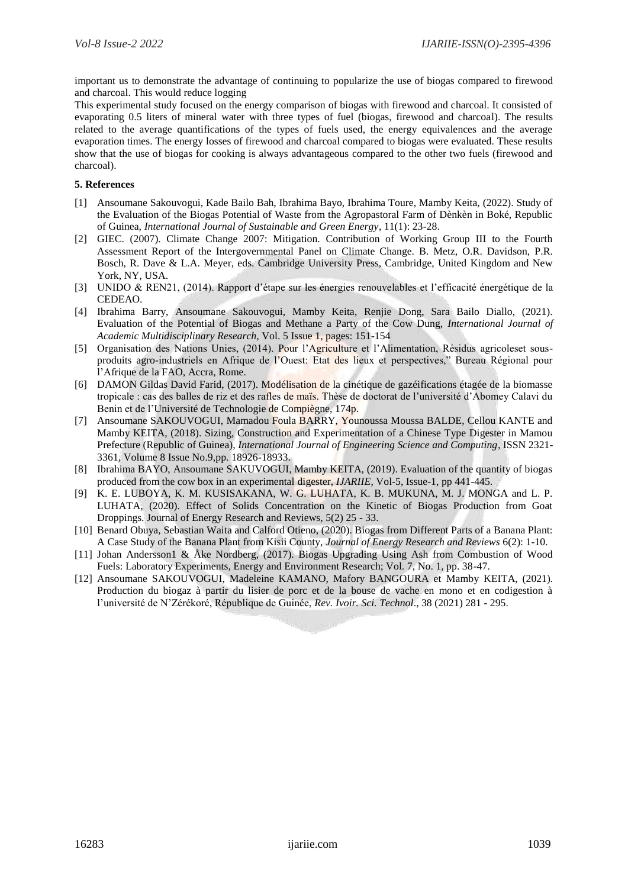important us to demonstrate the advantage of continuing to popularize the use of biogas compared to firewood and charcoal. This would reduce logging

This experimental study focused on the energy comparison of biogas with firewood and charcoal. It consisted of evaporating 0.5 liters of mineral water with three types of fuel (biogas, firewood and charcoal). The results related to the average quantifications of the types of fuels used, the energy equivalences and the average evaporation times. The energy losses of firewood and charcoal compared to biogas were evaluated. These results show that the use of biogas for cooking is always advantageous compared to the other two fuels (firewood and charcoal).

## 5. References

[1] Ansoumane Sakouvogui, Kade Bailo Bah, Ibrahima Bayo, Ibrahima Toure, Mamby Keita, (2022). Study of the Evaluation of the Biogas Potential of Waste from the Agropastoral Farm of Dènkèn in Boké, Republic of Guinea, *International Journal of Sustainable and Green Energy*, 11(1): 23-28.

[2] GIEC. (2007). Climate Change 2007: Mitigation. Contribution of Working Group III to the Fourth Assessment Report of the Intergovernmental Panel on Climate Change. B. Metz, O.R. Davidson, P.R. Bosch, R. Dave & L.A. Meyer, eds. Cambridge University Press, Cambridge, United Kingdom and New York, NY, USA.

[3] UNIDO & REN21, (2014). Rapport d'étape sur les énergies renouvelables et l'efficacité énergétique de la CEDEAO.

[4] Ibrahima Barry, Ansoumane Sakouvogui, Mamby Keita, Renjie Dong, Sara Bailo Diallo, (2021). Evaluation of the Potential of Biogas and Methane a Party of the Cow Dung, *International Journal of Academic Multidisciplinary Research*, Vol. 5 Issue 1, pages: 151-154

[5] Organisation des Nations Unies, (2014). Pour l'Agriculture et l'Alimentation, Résidus agricoleset sous-produits agro-industriels en Afrique de l'Ouest: Etat des lieux et perspectives," Bureau Régional pour l'Afrique de la FAO, Accra, Rome.

[6] DAMON Gildas David Farid, (2017). Modélisation de la cinétique de gazéifications étagée de la biomasse tropicale : cas des balles de riz et des rafles de maïs. Thèse de doctorat de l'université d'Abomey Calavi du Benin et de l'Université de Technologie de Compiègne, 174p.

[7] Ansoumane SAKOUVOGUI, Mamadou Foula BARRY, Younoussa Moussa BALDE, Cellou KANTE and Mamby KEITA, (2018). Sizing, Construction and Experimentation of a Chinese Type Digester in Mamou Prefecture (Republic of Guinea), *International Journal of Engineering Science and Computing*, ISSN 2321-3361, Volume 8 Issue No.9,pp. 18926-18933.

[8] Ibrahima BAYO, Ansoumane SAKUVOGUI, Mamby KEITA, (2019). Evaluation of the quantity of biogas produced from the cow box in an experimental digester, *IJARIIE*, Vol-5, Issue-1, pp 441-445.

[9] K. E. LUBOYA, K. M. KUSISAKANA, W. G. LUHATA, K. B. MUKUNA, M. J. MONGA and L. P. LUHATA, (2020). Effect of Solids Concentration on the Kinetic of Biogas Production from Goat Droppings. Journal of Energy Research and Reviews, 5(2) 25 - 33.

[10] Benard Obuya, Sebastian Waita and Calford Otieno, (2020). Biogas from Different Parts of a Banana Plant: A Case Study of the Banana Plant from Kisii County, *Journal of Energy Research and Reviews* 6(2): 1-10.

[11] Johan Andersson1 & Åke Nordberg, (2017). Biogas Upgrading Using Ash from Combustion of Wood Fuels: Laboratory Experiments, Energy and Environment Research; Vol. 7, No. 1, pp. 38-47.

[12] Ansoumane SAKOUVOGUI, Madeleine KAMANO, Mafory BANGOURA et Mamby KEITA, (2021). Production du biogaz à partir du lisier de porc et de la bouse de vache en mono et en codigestion à l'université de N'Zérékoré, République de Guinée, *Rev. Ivoir. Sci. Technol*., 38 (2021) 281 - 295.